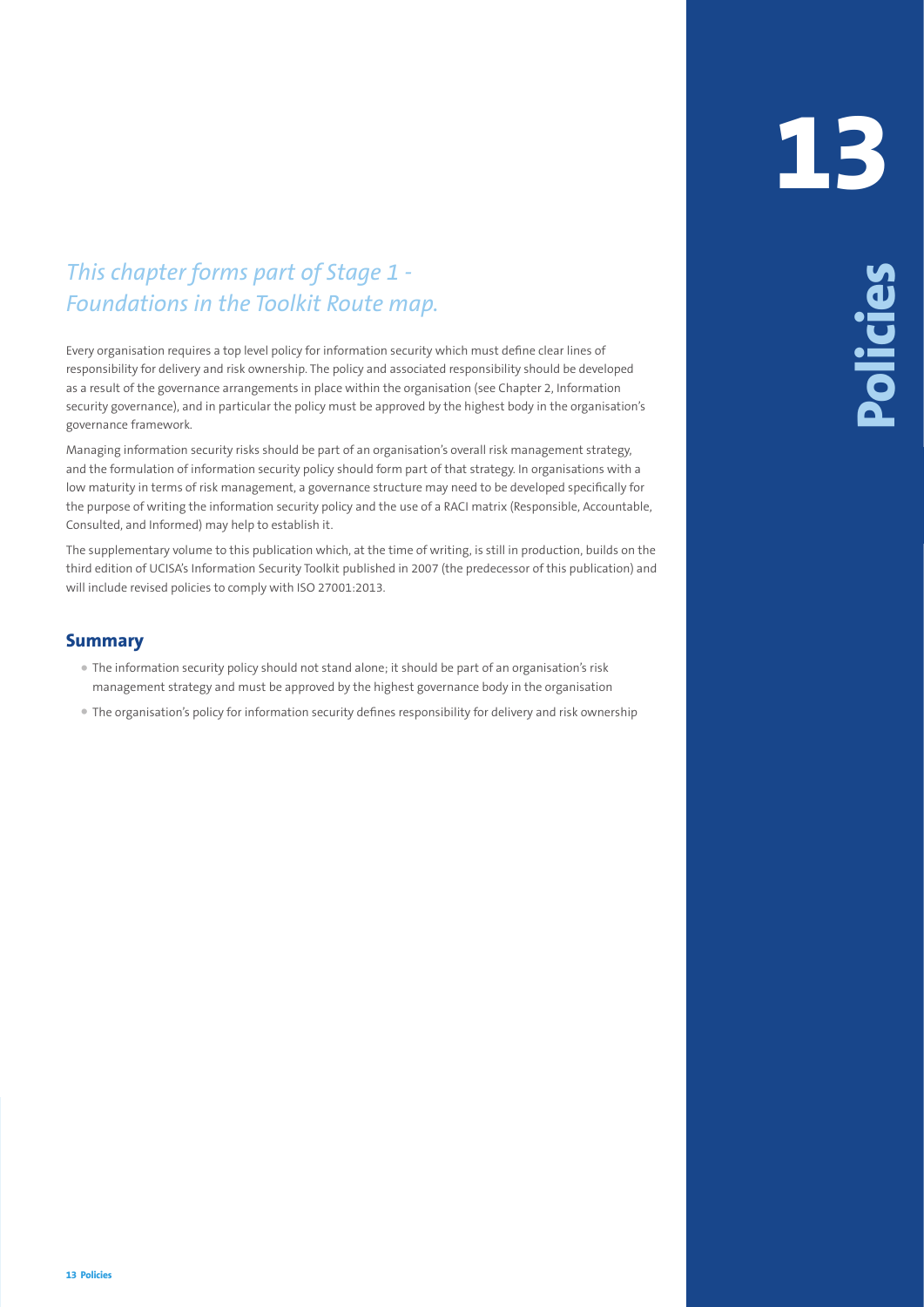# 13 Policies

*This chapter forms part of Stage 1 - Foundations in the Toolkit Route map.*

Every organisation requires a top level policy for information security which must define clear lines of responsibility for delivery and risk ownership. The policy and associated responsibility should be developed as a result of the governance arrangements in place within the organisation (see Chapter 2, Information security governance), and in particular the policy must be approved by the highest body in the organisation's governance framework.

Managing information security risks should be part of an organisation's overall risk management strategy, and the formulation of information security policy should form part of that strategy. In organisations with a low maturity in terms of risk management, a governance structure may need to be developed specifically for the purpose of writing the information security policy and the use of a RACI matrix (Responsible, Accountable, Consulted, and Informed) may help to establish it.

The supplementary volume to this publication which, at the time of writing, is still in production, builds on the third edition of UCISA's Information Security Toolkit published in 2007 (the predecessor of this publication) and will include revised policies to comply with ISO 27001:2013.

## Summary

- The information security policy should not stand alone; it should be part of an organisation's risk management strategy and must be approved by the highest governance body in the organisation
- The organisation's policy for information security defines responsibility for delivery and risk ownership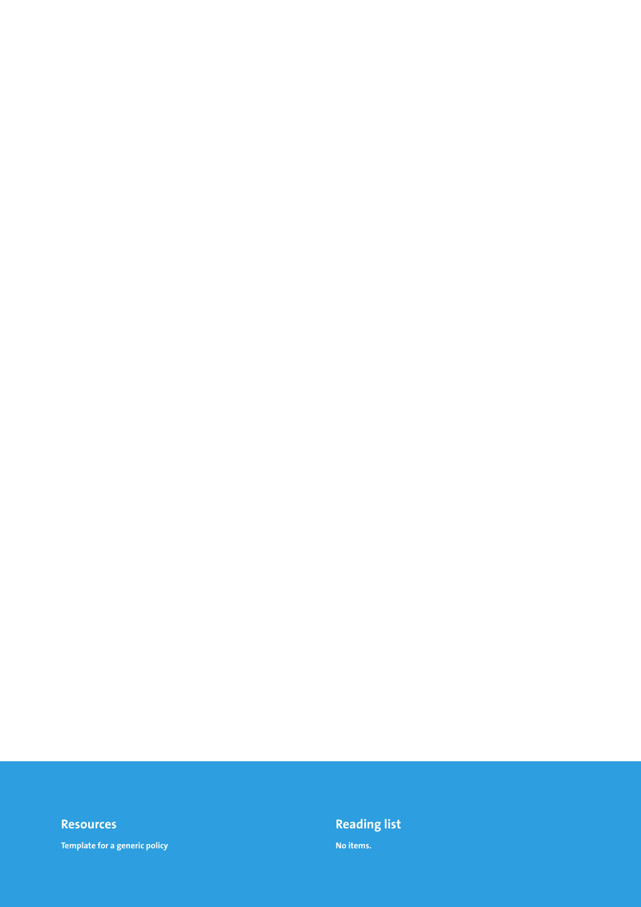## Resources

**Template for a generic policy**

## Reading list

**No items.**